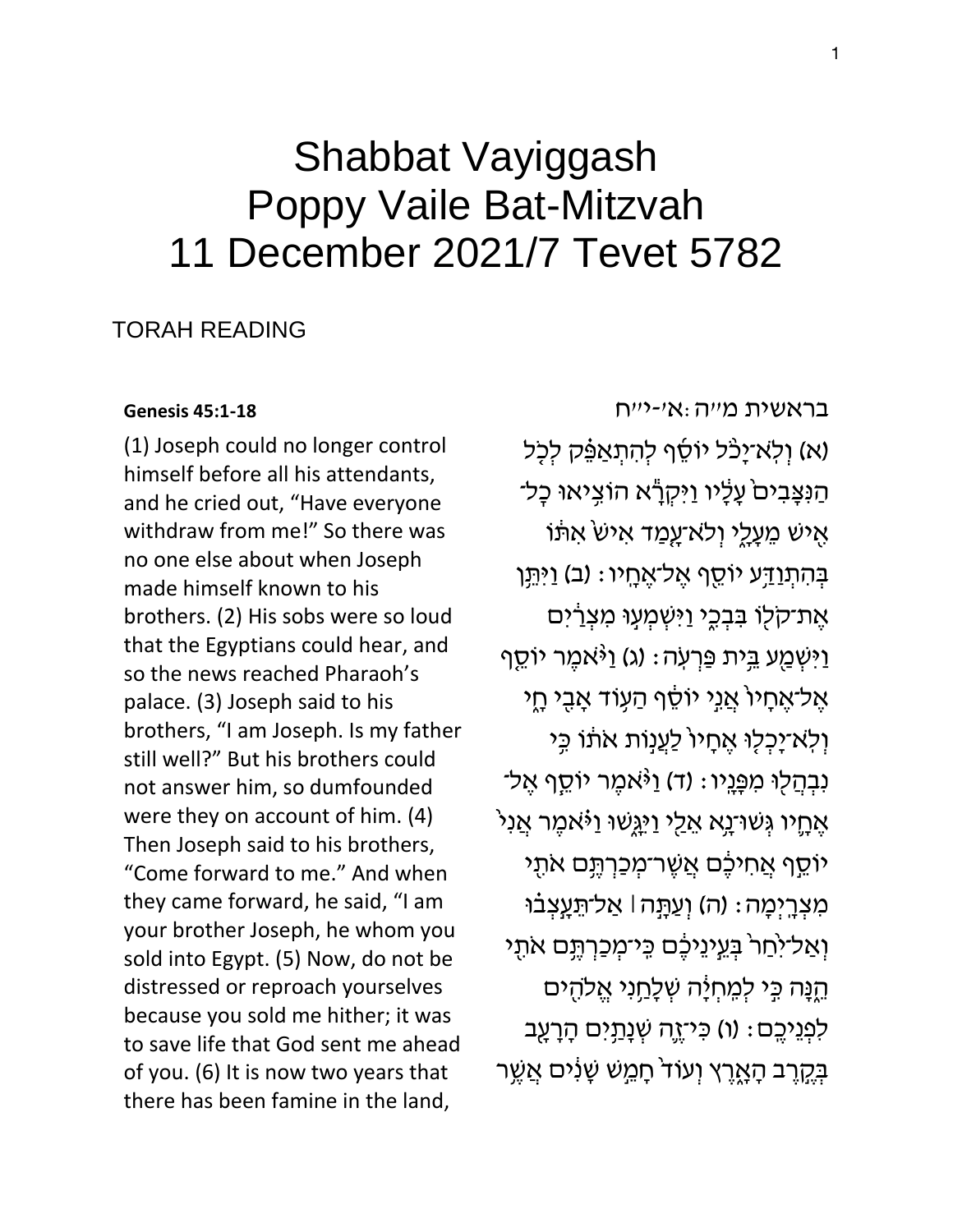# Shabbat Vayiggash
# Poppy Vaile Bat-Mitzvah
# 11 December 2021/7 Tevet 5782

## TORAH READING

**Genesis 45:1-18**

(1) Joseph could no longer control himself before all his attendants, and he cried out, "Have everyone withdraw from me!" So there was no one else about when Joseph made himself known to his brothers. (2) His sobs were so loud that the Egyptians could hear, and so the news reached Pharaoh's palace. (3) Joseph said to his brothers, "I am Joseph. Is my father still well?" But his brothers could not answer him, so dumfounded were they on account of him. (4) Then Joseph said to his brothers, "Come forward to me." And when they came forward, he said, "I am your brother Joseph, he whom you sold into Egypt. (5) Now, do not be distressed or reproach yourselves because you sold me hither; it was to save life that God sent me ahead of you. (6) It is now two years that there has been famine in the land,

בראשית מ״ה:א׳-י״ח

(א) וְלֹא־יָכֹ֨ל יוֹסֵ֜ף לְהִתְאַפֵּ֗ק לְכֹ֤ל הַנִּצָּבִים֙ עָלָ֔יו וַיִּקְרָ֕א הוֹצִ֥יאוּ כָל־אִ֖ישׁ מֵעָלָ֑י וְלֹא־עָ֤מַד אִישׁ֙ אִתּ֔וֹ בְּהִתְוַדַּ֥ע יוֹסֵ֖ף אֶל־אֶחָֽיו׃ (ב) וַיִּתֵּ֥ן אֶת־קֹל֖וֹ בִּבְכִ֑י וַיִּשְׁמְע֣וּ מִצְרַ֔יִם וַיִּשְׁמַ֖ע בֵּ֥ית פַּרְעֹֽה׃ (ג) וַיֹּ֨אמֶר יוֹסֵ֤ף אֶל־אֶחָיו֙ אֲנִ֣י יוֹסֵ֔ף הַע֥וֹד אָבִ֖י חָ֑י וְלֹא־יָכְל֤וּ אֶחָיו֙ לַעֲנ֣וֹת אֹת֔וֹ כִּ֥י נִבְהֲל֖וּ מִפָּנָֽיו׃ (ד) וַיֹּ֨אמֶר יוֹסֵ֧ף אֶל־אֶחָ֛יו גְּשׁוּ־נָ֥א אֵלַ֖י וַיִּגָּ֑שׁוּ וַיֹּ֗אמֶר אֲנִי֙ יוֹסֵ֣ף אֲחִיכֶ֔ם אֲשֶׁר־מְכַרְתֶּ֥ם אֹתִ֖י מִצְרָֽיְמָה׃ (ה) וְעַתָּ֣ה ׀ אַל־תֵּעָ֣צְב֗וּ וְאַל־יִ֙חַר֙ בְּעֵ֣ינֵיכֶ֔ם כִּֽי־מְכַרְתֶּ֥ם אֹתִ֖י הֵ֑נָּה כִּ֣י לְמִֽחְיָ֔ה שְׁלָחַ֥נִי אֱלֹהִ֖ים לִפְנֵיכֶֽם׃ (ו) כִּי־זֶ֛ה שְׁנָתַ֥יִם הָרָעָ֖ב בְּקֶ֣רֶב הָאָ֑רֶץ וְעוֹד֙ חָמֵ֣שׁ שָׁנִ֔ים אֲשֶׁ֥ר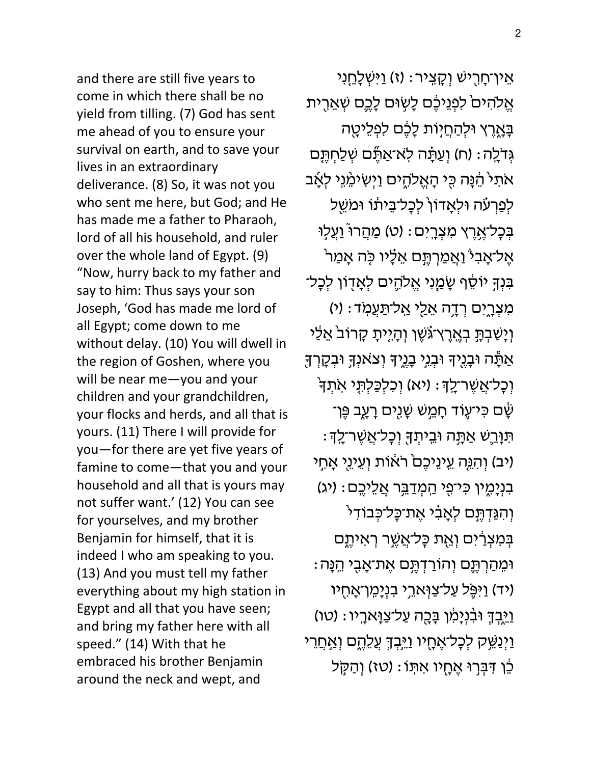and there are still five years to come in which there shall be no yield from tilling. (7) God has sent me ahead of you to ensure your survival on earth, and to save your lives in an extraordinary deliverance. (8) So, it was not you who sent me here, but God; and He has made me a father to Pharaoh, lord of all his household, and ruler over the whole land of Egypt. (9) "Now, hurry back to my father and say to him: Thus says your son Joseph, 'God has made me lord of all Egypt; come down to me without delay. (10) You will dwell in the region of Goshen, where you will be near me—you and your children and your grandchildren, your flocks and herds, and all that is yours. (11) There I will provide for you—for there are yet five years of famine to come—that you and your household and all that is yours may not suffer want.' (12) You can see for yourselves, and my brother Benjamin for himself, that it is indeed I who am speaking to you. (13) And you must tell my father everything about my high station in Egypt and all that you have seen; and bring my father here with all speed." (14) With that he embraced his brother Benjamin around the neck and wept, and

אֵין־חָרִישׁ וְקָצִיר׃ (ז) וַיִּשְׁלָחֵנִי אֱלֹהִים֙ לִפְנֵיכֶ֔ם לָשׂ֥וּם לָכֶ֛ם שְׁאֵרִ֖ית בָּאָ֑רֶץ וּלְהַחֲי֣וֹת לָכֶ֔ם לִפְלֵיטָ֖ה גְּדֹלָֽה׃ (ח) וְעַתָּ֗ה לֹֽא־אַתֶּ֞ם שְׁלַחְתֶּ֤ם אֹתִי֙ הֵ֔נָּה כִּ֖י הָאֱלֹהִ֑ים וַיְשִׂימֵ֨נִֽי לְאָ֜ב לְפַרְעֹ֗ה וּלְאָדוֹן֙ לְכׇל־בֵּית֔וֹ וּמֹשֵׁ֖ל בְּכׇל־אֶ֥רֶץ מִצְרָֽיִם׃ (ט) מַהֲרוּ֮ וַעֲל֣וּ אֶל־אָבִי֒ וַאֲמַרְתֶּ֣ם אֵלָ֗יו כֹּ֤ה אָמַר֙ בִּנְךָ֣ יוֹסֵ֔ף שָׂמַ֧נִי אֱלֹהִ֛ים לְאָד֖וֹן לְכׇל־מִצְרָ֑יִם רְדָ֥ה אֵלַ֖י אַֽל־תַּעֲמֹֽד׃ (י) וְיָשַׁבְתָּ֣ בְאֶֽרֶץ־גֹּ֗שֶׁן וְהָיִ֤יתָ קָרוֹב֙ אֵלַ֔י אַתָּ֕ה וּבָנֶ֖יךָ וּבְנֵ֣י בָנֶ֑יךָ וְצֹאנְךָ֥ וּבְקָרְךָ֖ וְכׇל־אֲשֶׁר־לָֽךְ׃ (יא) וְכִלְכַּלְתִּ֤י אֹתְךָ֙ שָׁ֔ם כִּי־ע֛וֹד חָמֵ֥שׁ שָׁנִ֖ים רָעָ֑ב פֶּן־תִּוָּרֵ֛שׁ אַתָּ֥ה וּבֵיתְךָ֖ וְכׇל־אֲשֶׁר־לָֽךְ׃ (יב) וְהִנֵּ֤ה עֵינֵיכֶם֙ רֹא֔וֹת וְעֵינֵ֖י אָחִ֣י בִנְיָמִ֑ין כִּי־פִ֖י הַֽמְדַבֵּ֥ר אֲלֵיכֶֽם׃ (יג) וְהִגַּדְתֶּ֣ם לְאָבִ֗י אֶת־כׇּל־כְּבוֹדִי֙ בְּמִצְרַ֔יִם וְאֵ֖ת כׇּל־אֲשֶׁ֣ר רְאִיתֶ֑ם וּמִהַרְתֶּ֛ם וְהוֹרַדְתֶּ֥ם אֶת־אָבִ֖י הֵֽנָּה׃ (יד) וַיִּפֹּ֛ל עַל־צַוְּארֵ֥י בִנְיָמִן־אָחִ֖יו וַיֵּ֑בְךְּ וּבִנְיָמִ֕ן בָּכָ֖ה עַל־צַוָּארָֽיו׃ (טו) וַיְנַשֵּׁ֥ק לְכׇל־אֶחָ֖יו וַיֵּ֣בְךְּ עֲלֵהֶ֑ם וְאַחֲרֵ֣י כֵ֔ן דִּבְּר֥וּ אֶחָ֖יו אִתּֽוֹ׃ (טז) וְהַקֹּ֣ל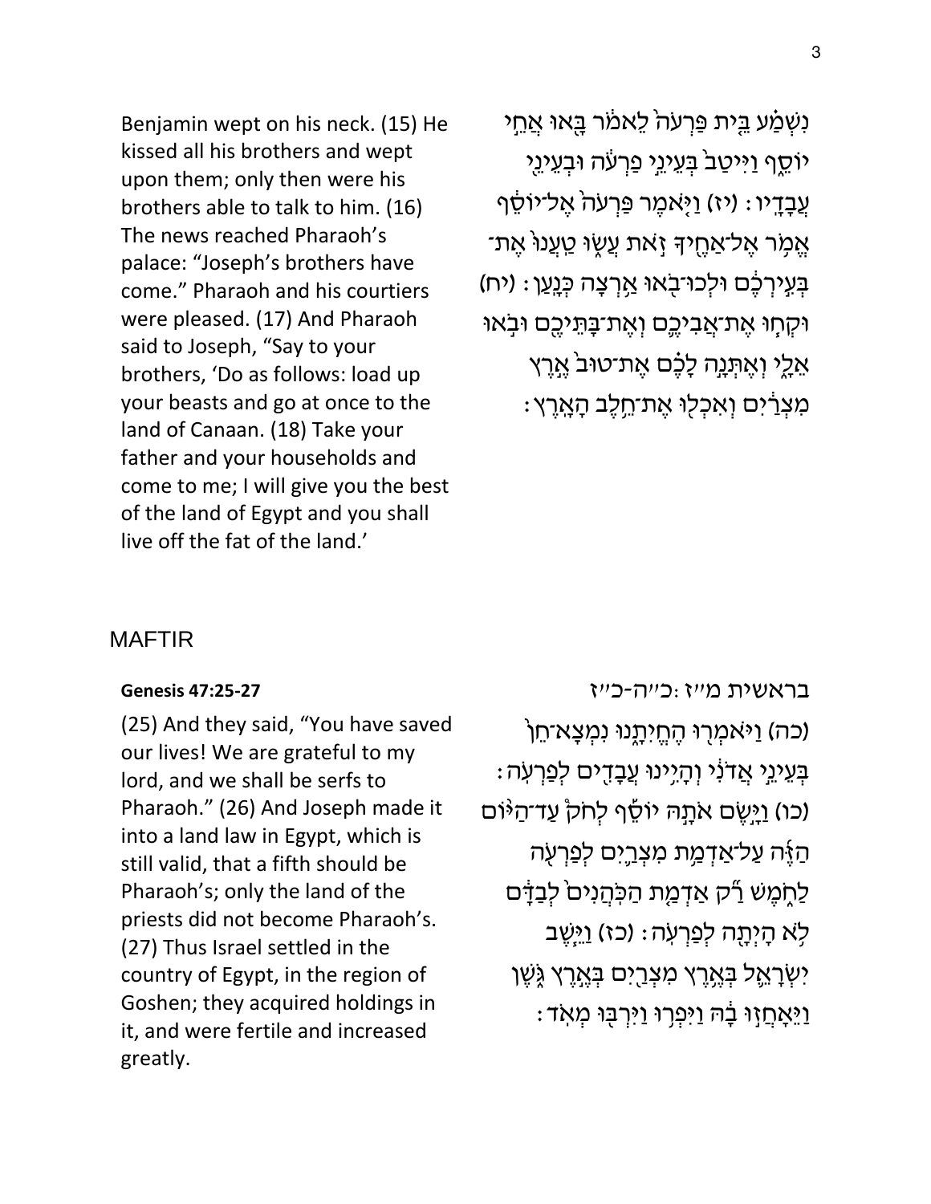Benjamin wept on his neck. (15) He kissed all his brothers and wept upon them; only then were his brothers able to talk to him. (16) The news reached Pharaoh's palace: "Joseph's brothers have come." Pharaoh and his courtiers were pleased. (17) And Pharaoh said to Joseph, "Say to your brothers, 'Do as follows: load up your beasts and go at once to the land of Canaan. (18) Take your father and your households and come to me; I will give you the best of the land of Egypt and you shall live off the fat of the land.'

נִשְׁמַ֗ע בֵּ֤ית פַּרְעֹה֙ לֵאמֹ֔ר בָּ֖אוּ אֲחֵ֣י יוֹסֵ֑ף וַיִּיטַב֙ בְּעֵינֵ֣י פַרְעֹ֔ה וּבְעֵינֵ֖י עֲבָדָֽיו׃ (יז) וַיֹּ֤אמֶר פַּרְעֹה֙ אֶל־יוֹסֵ֔ף אֱמֹ֥ר אֶל־אַחֶ֖יךָ זֹ֣את עֲשׂ֑וּ טַעֲנוּ֙ אֶת־בְּעִ֣ירְכֶ֔ם וּלְכוּ־בֹ֖אוּ אַ֥רְצָה כְּנָֽעַן׃ (יח) וּקְח֧וּ אֶת־אֲבִיכֶ֛ם וְאֶת־בָּתֵּיכֶ֖ם וּבֹ֣אוּ אֵלָ֑י וְאֶתְּנָ֣ה לָכֶ֗ם אֶת־טוּב֙ אֶ֣רֶץ מִצְרַ֔יִם וְאִכְל֖וּ אֶת־חֵ֥לֶב הָאָֽרֶץ׃

## MAFTIR

**Genesis 47:25-27**

בראשית מ״ז:כ״ה-כ״ז

(25) And they said, "You have saved our lives! We are grateful to my lord, and we shall be serfs to Pharaoh." (26) And Joseph made it into a land law in Egypt, which is still valid, that a fifth should be Pharaoh's; only the land of the priests did not become Pharaoh's. (27) Thus Israel settled in the country of Egypt, in the region of Goshen; they acquired holdings in it, and were fertile and increased greatly.

(כה) וַיֹּאמְר֖וּ הֶחֱיִתָ֑נוּ נִמְצָא־חֵן֙ בְּעֵינֵ֣י אֲדֹנִ֔י וְהָיִ֥ינוּ עֲבָדִ֖ים לְפַרְעֹֽה׃ (כו) וַיָּ֣שֶׂם אֹתָ֣הּ יוֹסֵ֡ף לְחֹק֩ עַד־הַיּ֨וֹם הַזֶּ֜ה עַל־אַדְמַ֥ת מִצְרַ֛יִם לְפַרְעֹ֖ה לַחֹ֑מֶשׁ רַ֞ק אַדְמַ֤ת הַכֹּהֲנִים֙ לְבַדָּ֔ם לֹ֥א הָיְתָ֖ה לְפַרְעֹֽה׃ (כז) וַיֵּ֧שֶׁב יִשְׂרָאֵ֛ל בְּאֶ֥רֶץ מִצְרַ֖יִם בְּאֶ֣רֶץ גֹּ֑שֶׁן וַיֵּאָחֲז֣וּ בָ֔הּ וַיִּפְר֥וּ וַיִּרְבּ֖וּ מְאֹֽד׃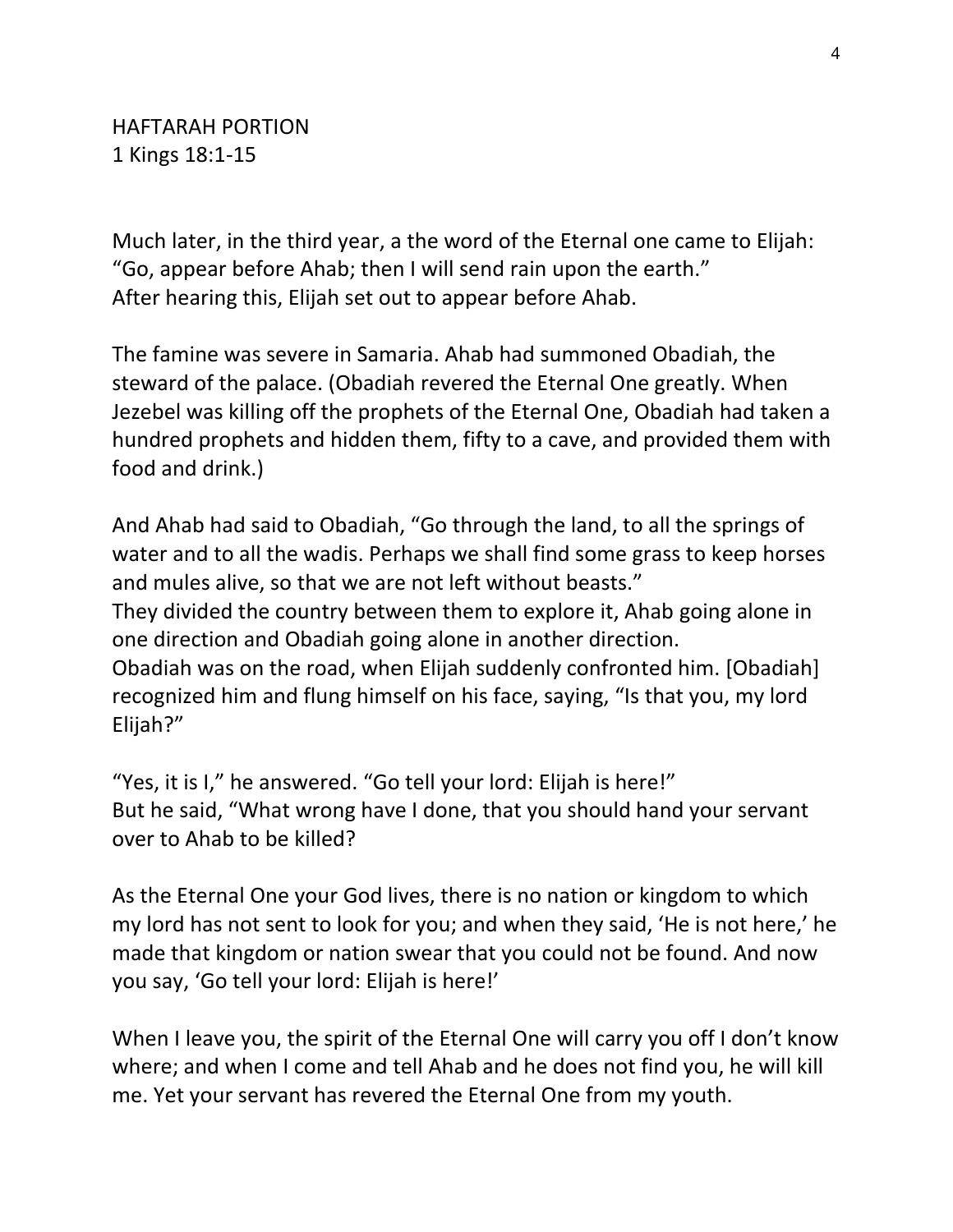HAFTARAH PORTION
1 Kings 18:1-15

Much later, in the third year, a the word of the Eternal one came to Elijah: "Go, appear before Ahab; then I will send rain upon the earth."
After hearing this, Elijah set out to appear before Ahab.

The famine was severe in Samaria. Ahab had summoned Obadiah, the steward of the palace. (Obadiah revered the Eternal One greatly. When Jezebel was killing off the prophets of the Eternal One, Obadiah had taken a hundred prophets and hidden them, fifty to a cave, and provided them with food and drink.)

And Ahab had said to Obadiah, "Go through the land, to all the springs of water and to all the wadis. Perhaps we shall find some grass to keep horses and mules alive, so that we are not left without beasts."
They divided the country between them to explore it, Ahab going alone in one direction and Obadiah going alone in another direction.
Obadiah was on the road, when Elijah suddenly confronted him. [Obadiah] recognized him and flung himself on his face, saying, "Is that you, my lord Elijah?"

"Yes, it is I," he answered. "Go tell your lord: Elijah is here!"
But he said, "What wrong have I done, that you should hand your servant over to Ahab to be killed?

As the Eternal One your God lives, there is no nation or kingdom to which my lord has not sent to look for you; and when they said, 'He is not here,' he made that kingdom or nation swear that you could not be found. And now you say, 'Go tell your lord: Elijah is here!'

When I leave you, the spirit of the Eternal One will carry you off I don't know where; and when I come and tell Ahab and he does not find you, he will kill me. Yet your servant has revered the Eternal One from my youth.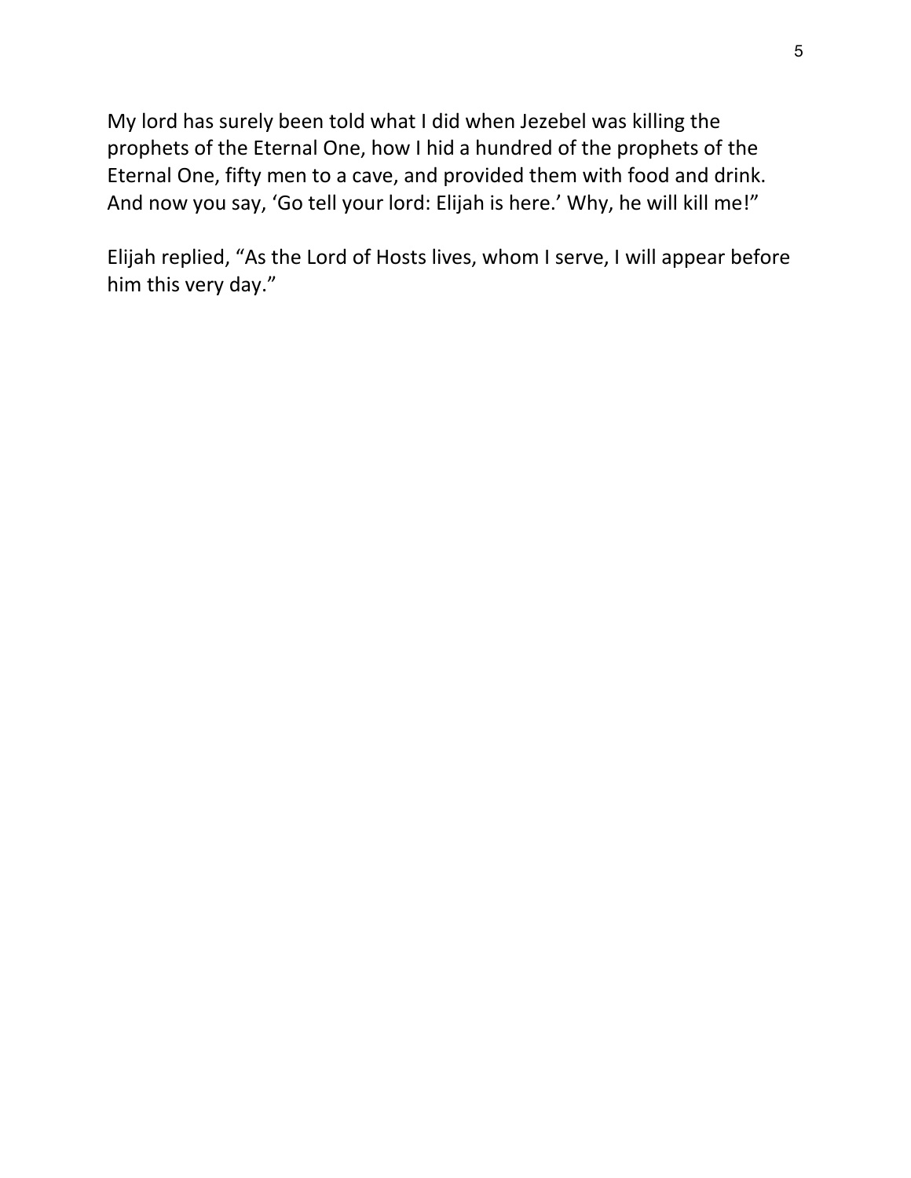My lord has surely been told what I did when Jezebel was killing the prophets of the Eternal One, how I hid a hundred of the prophets of the Eternal One, fifty men to a cave, and provided them with food and drink. And now you say, 'Go tell your lord: Elijah is here.' Why, he will kill me!"

Elijah replied, "As the Lord of Hosts lives, whom I serve, I will appear before him this very day."